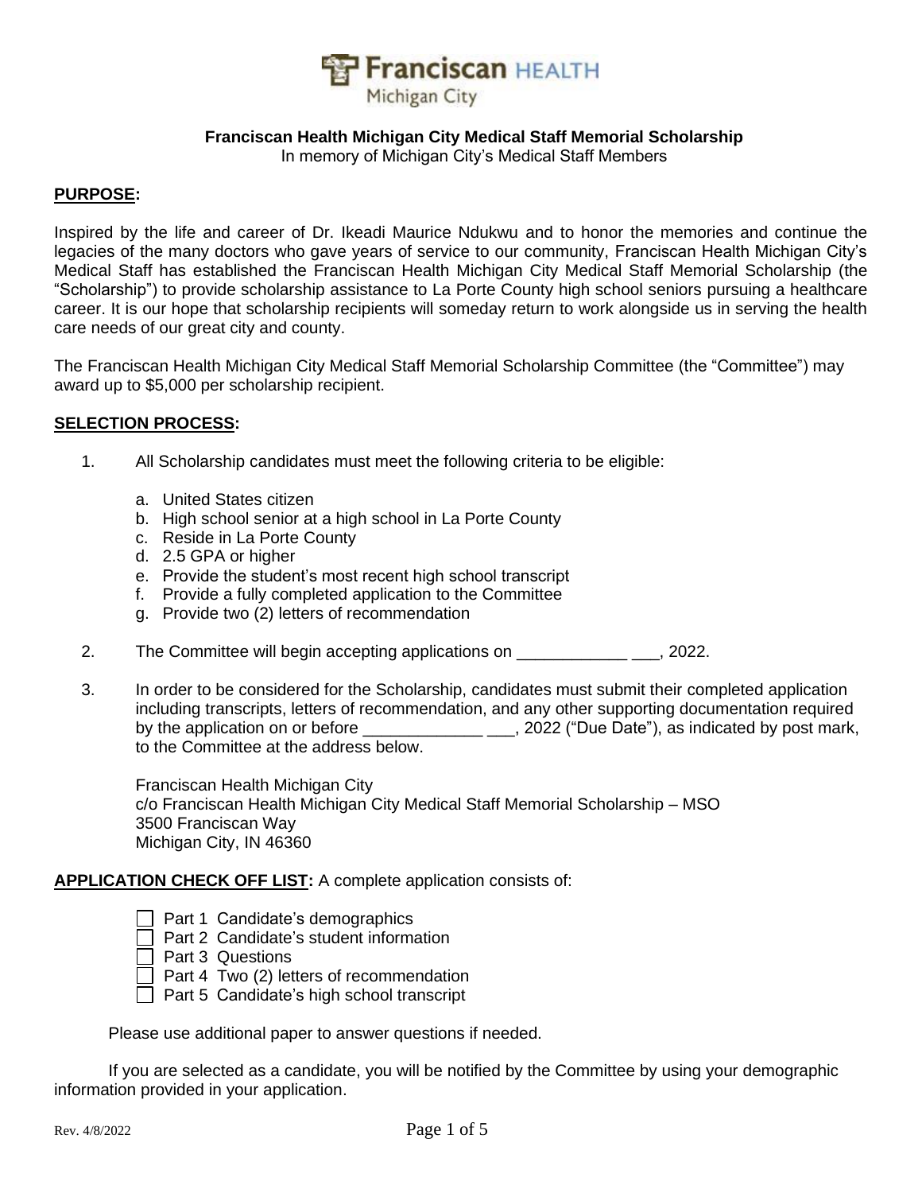Franciscan HEALTH
Michigan City

# Franciscan Health Michigan City Medical Staff Memorial Scholarship

In memory of Michigan City's Medical Staff Members

## PURPOSE:

Inspired by the life and career of Dr. Ikeadi Maurice Ndukwu and to honor the memories and continue the legacies of the many doctors who gave years of service to our community, Franciscan Health Michigan City's Medical Staff has established the Franciscan Health Michigan City Medical Staff Memorial Scholarship (the "Scholarship") to provide scholarship assistance to La Porte County high school seniors pursuing a healthcare career. It is our hope that scholarship recipients will someday return to work alongside us in serving the health care needs of our great city and county.

The Franciscan Health Michigan City Medical Staff Memorial Scholarship Committee (the "Committee") may award up to $5,000 per scholarship recipient.

## SELECTION PROCESS:

1. All Scholarship candidates must meet the following criteria to be eligible:

   a. United States citizen
   b. High school senior at a high school in La Porte County
   c. Reside in La Porte County
   d. 2.5 GPA or higher
   e. Provide the student's most recent high school transcript
   f. Provide a fully completed application to the Committee
   g. Provide two (2) letters of recommendation

2. The Committee will begin accepting applications on ____________ ___, 2022.

3. In order to be considered for the Scholarship, candidates must submit their completed application including transcripts, letters of recommendation, and any other supporting documentation required by the application on or before _____________ ___, 2022 ("Due Date"), as indicated by post mark, to the Committee at the address below.

   Franciscan Health Michigan City
   c/o Franciscan Health Michigan City Medical Staff Memorial Scholarship – MSO
   3500 Franciscan Way
   Michigan City, IN 46360

**APPLICATION CHECK OFF LIST:** A complete application consists of:

- ☐ Part 1 Candidate's demographics
- ☐ Part 2 Candidate's student information
- ☐ Part 3 Questions
- ☐ Part 4 Two (2) letters of recommendation
- ☐ Part 5 Candidate's high school transcript

Please use additional paper to answer questions if needed.

If you are selected as a candidate, you will be notified by the Committee by using your demographic information provided in your application.

Rev. 4/8/2022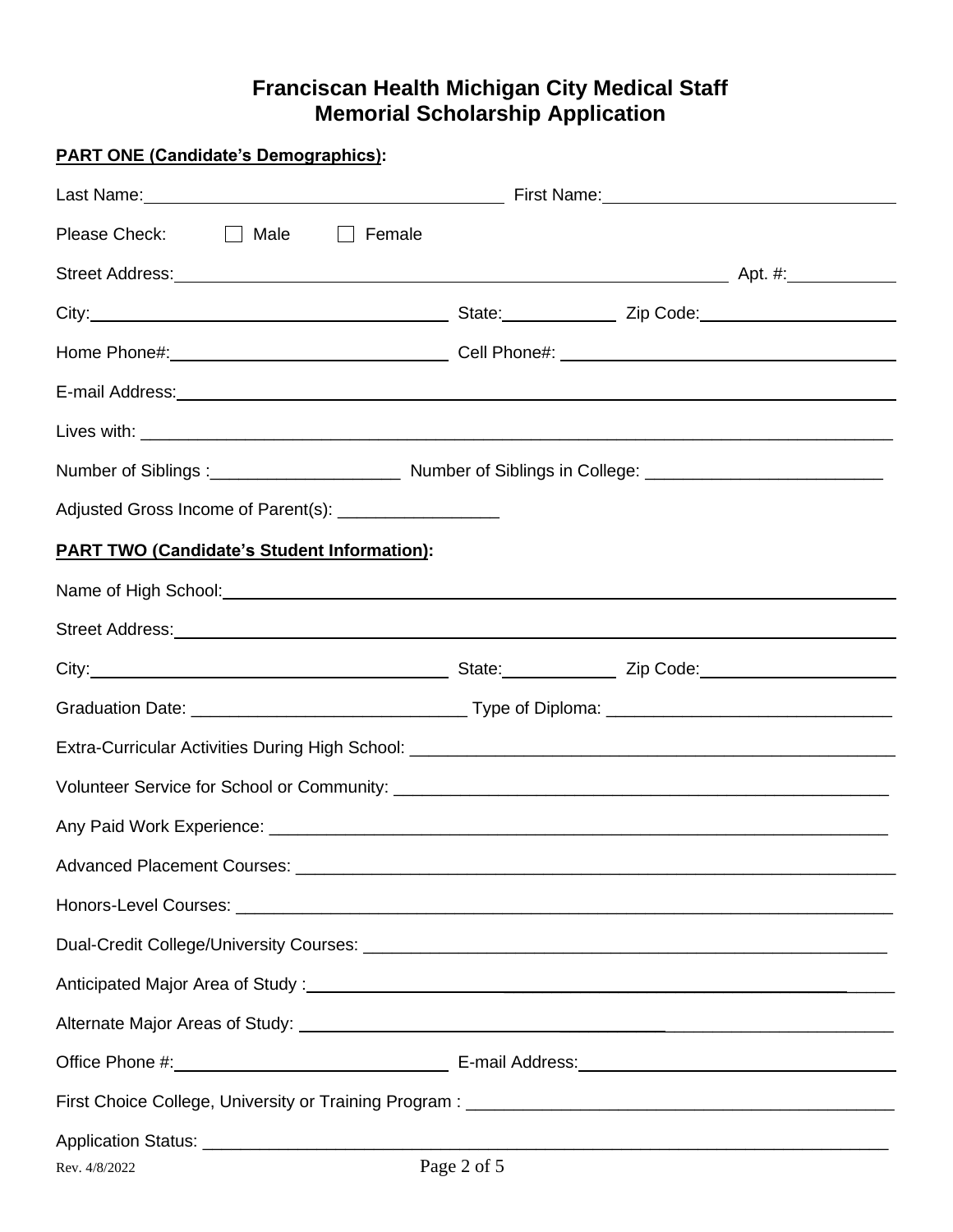# Franciscan Health Michigan City Medical Staff
# Memorial Scholarship Application

**PART ONE (Candidate's Demographics):**

Last Name: ______________________ First Name: ______________________

Please Check: ☐ Male ☐ Female

Street Address: ______________________ Apt. #: __________

City: ______________________ State: __________ Zip Code: __________

Home Phone#: ______________________ Cell Phone#: ______________________

E-mail Address: ______________________

Lives with: ______________________

Number of Siblings : ____________________ Number of Siblings in College: ________________________

Adjusted Gross Income of Parent(s): _________________

**PART TWO (Candidate's Student Information):**

Name of High School: ______________________

Street Address: ______________________

City: ______________________ State: __________ Zip Code: __________

Graduation Date: _____________________________ Type of Diploma: _____________________________

Extra-Curricular Activities During High School: ______________________

Volunteer Service for School or Community: ______________________

Any Paid Work Experience: ______________________

Advanced Placement Courses: ______________________

Honors-Level Courses: ______________________

Dual-Credit College/University Courses: ______________________

Anticipated Major Area of Study : ______________________

Alternate Major Areas of Study: ______________________

Office Phone #: ______________________ E-mail Address: ______________________

First Choice College, University or Training Program : ______________________

Application Status: ______________________

Rev. 4/8/2022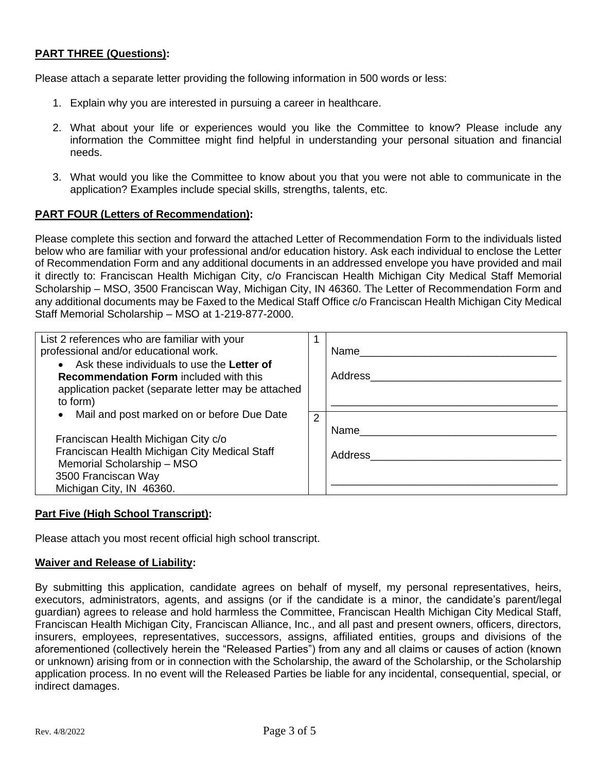**PART THREE (Questions):**

Please attach a separate letter providing the following information in 500 words or less:

1. Explain why you are interested in pursuing a career in healthcare.

2. What about your life or experiences would you like the Committee to know? Please include any information the Committee might find helpful in understanding your personal situation and financial needs.

3. What would you like the Committee to know about you that you were not able to communicate in the application? Examples include special skills, strengths, talents, etc.

**PART FOUR (Letters of Recommendation):**

Please complete this section and forward the attached Letter of Recommendation Form to the individuals listed below who are familiar with your professional and/or education history. Ask each individual to enclose the Letter of Recommendation Form and any additional documents in an addressed envelope you have provided and mail it directly to: Franciscan Health Michigan City, c/o Franciscan Health Michigan City Medical Staff Memorial Scholarship – MSO, 3500 Franciscan Way, Michigan City, IN 46360. The Letter of Recommendation Form and any additional documents may be Faxed to the Medical Staff Office c/o Franciscan Health Michigan City Medical Staff Memorial Scholarship – MSO at 1-219-877-2000.

| List 2 references who are familiar with your professional and/or educational work.<br>• Ask these individuals to use the **Letter of Recommendation Form** included with this application packet (separate letter may be attached to form)<br>• Mail and post marked on or before Due Date<br><br>Franciscan Health Michigan City c/o<br>Franciscan Health Michigan City Medical Staff<br>Memorial Scholarship – MSO<br>3500 Franciscan Way<br>Michigan City, IN 46360. | 1 | Name________________________________<br><br>Address______________________________<br><br>____________________________________ |
|---|---|---|
| | 2 | Name________________________________<br><br>Address______________________________<br><br>____________________________________ |

**Part Five (High School Transcript):**

Please attach you most recent official high school transcript.

**Waiver and Release of Liability:**

By submitting this application, candidate agrees on behalf of myself, my personal representatives, heirs, executors, administrators, agents, and assigns (or if the candidate is a minor, the candidate's parent/legal guardian) agrees to release and hold harmless the Committee, Franciscan Health Michigan City Medical Staff, Franciscan Health Michigan City, Franciscan Alliance, Inc., and all past and present owners, officers, directors, insurers, employees, representatives, successors, assigns, affiliated entities, groups and divisions of the aforementioned (collectively herein the "Released Parties") from any and all claims or causes of action (known or unknown) arising from or in connection with the Scholarship, the award of the Scholarship, or the Scholarship application process. In no event will the Released Parties be liable for any incidental, consequential, special, or indirect damages.

Rev. 4/8/2022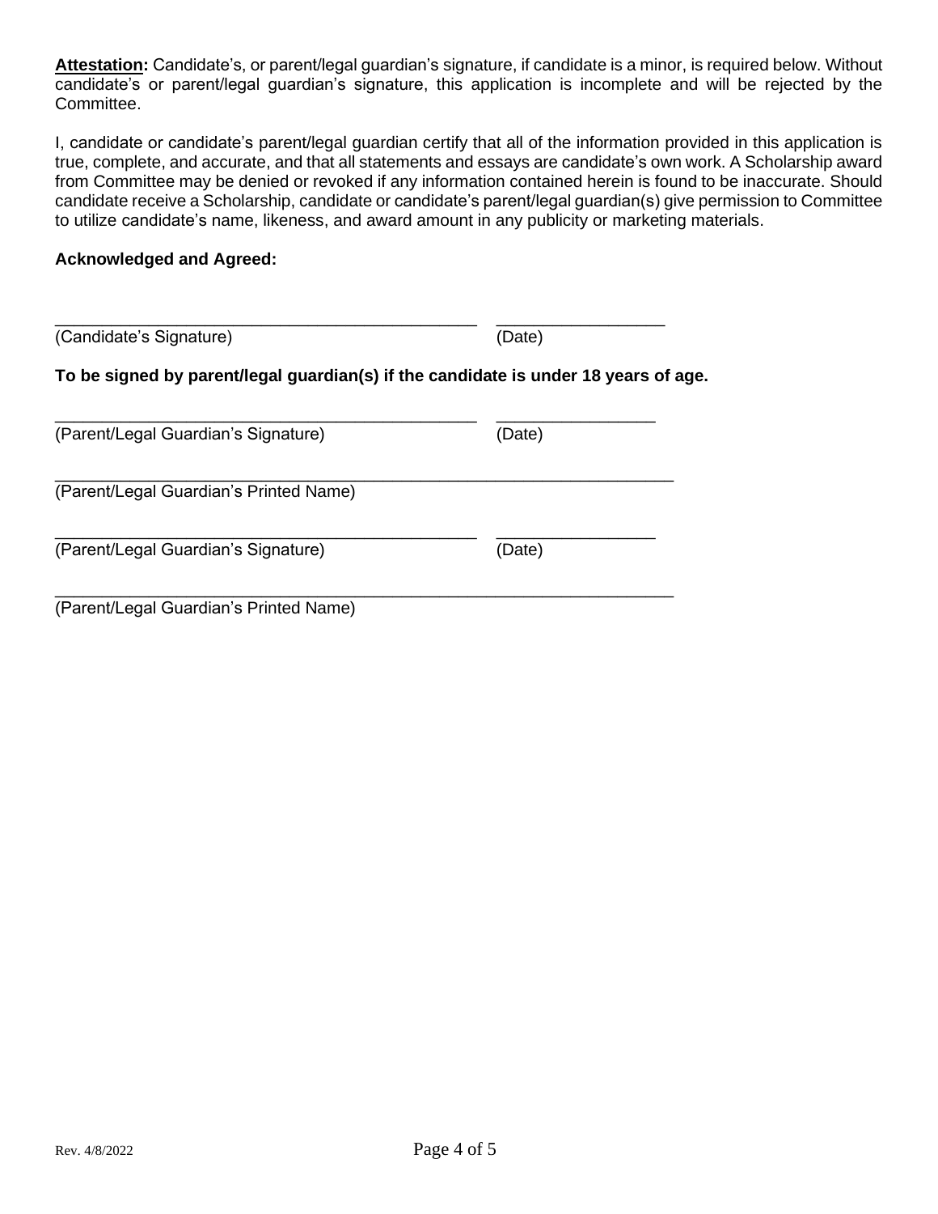**<u>Attestation</u>:** Candidate's, or parent/legal guardian's signature, if candidate is a minor, is required below. Without candidate's or parent/legal guardian's signature, this application is incomplete and will be rejected by the Committee.

I, candidate or candidate's parent/legal guardian certify that all of the information provided in this application is true, complete, and accurate, and that all statements and essays are candidate's own work. A Scholarship award from Committee may be denied or revoked if any information contained herein is found to be inaccurate. Should candidate receive a Scholarship, candidate or candidate's parent/legal guardian(s) give permission to Committee to utilize candidate's name, likeness, and award amount in any publicity or marketing materials.

**Acknowledged and Agreed:**

_____________________________________________ _________________
(Candidate's Signature) (Date)

**To be signed by parent/legal guardian(s) if the candidate is under 18 years of age.**

_____________________________________________ _________________
(Parent/Legal Guardian's Signature) (Date)

__________________________________________________________________
(Parent/Legal Guardian's Printed Name)

_____________________________________________ _________________
(Parent/Legal Guardian's Signature) (Date)

__________________________________________________________________
(Parent/Legal Guardian's Printed Name)

Rev. 4/8/2022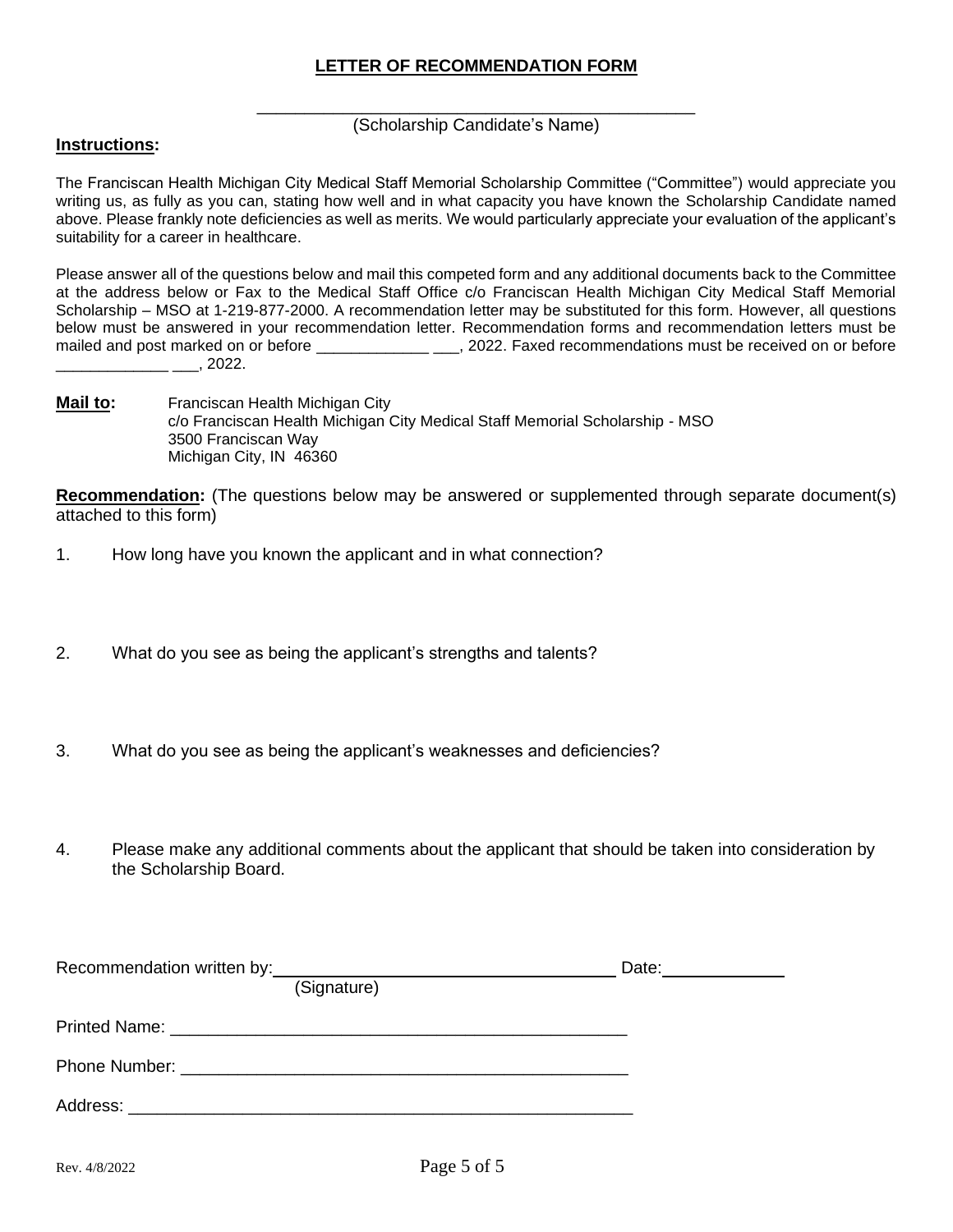# LETTER OF RECOMMENDATION FORM

_____________________________________________

(Scholarship Candidate's Name)

**Instructions:**

The Franciscan Health Michigan City Medical Staff Memorial Scholarship Committee ("Committee") would appreciate you writing us, as fully as you can, stating how well and in what capacity you have known the Scholarship Candidate named above. Please frankly note deficiencies as well as merits. We would particularly appreciate your evaluation of the applicant's suitability for a career in healthcare.

Please answer all of the questions below and mail this competed form and any additional documents back to the Committee at the address below or Fax to the Medical Staff Office c/o Franciscan Health Michigan City Medical Staff Memorial Scholarship – MSO at 1-219-877-2000. A recommendation letter may be substituted for this form. However, all questions below must be answered in your recommendation letter. Recommendation forms and recommendation letters must be mailed and post marked on or before _____________ ___, 2022. Faxed recommendations must be received on or before _____________ ___, 2022.

**Mail to:**

Franciscan Health Michigan City
c/o Franciscan Health Michigan City Medical Staff Memorial Scholarship - MSO
3500 Franciscan Way
Michigan City, IN 46360

**Recommendation:** (The questions below may be answered or supplemented through separate document(s) attached to this form)

1. How long have you known the applicant and in what connection?

2. What do you see as being the applicant's strengths and talents?

3. What do you see as being the applicant's weaknesses and deficiencies?

4. Please make any additional comments about the applicant that should be taken into consideration by the Scholarship Board.

Recommendation written by: ____________________________________ Date: _____________
(Signature)

Printed Name: __________________________________________________

Phone Number: _________________________________________________

Address: ______________________________________________________

Rev. 4/8/2022